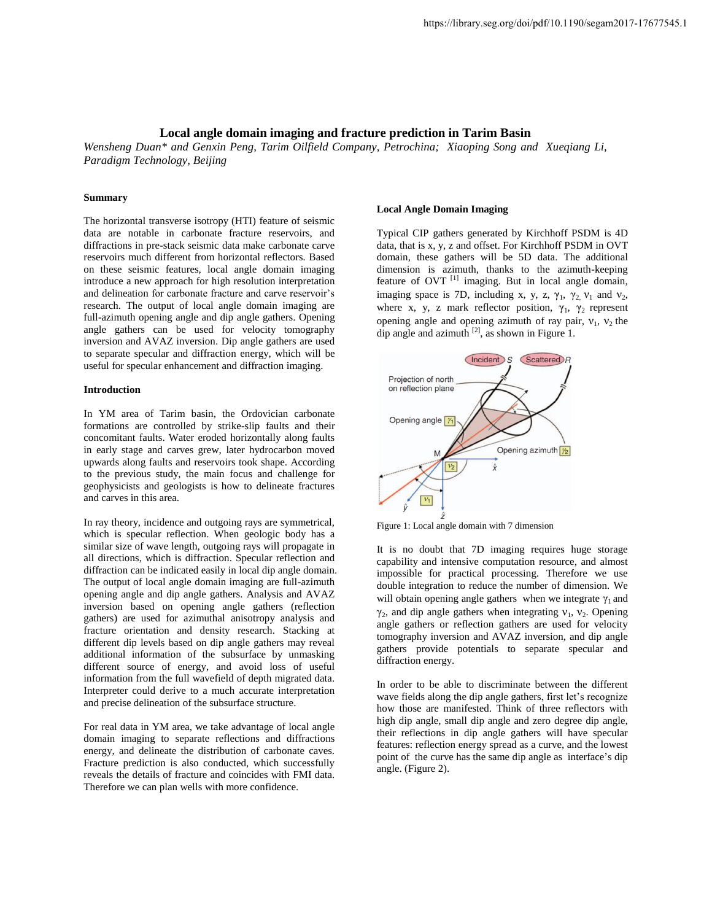# Local angle domain imaging and fracture prediction in Tarim Basin

*Wensheng Duan\* and Genxin Peng, Tarim Oilfield Company, Petrochina; Xiaoping Song and Xueqiang Li, Paradigm Technology, Beijing*

## Summary

The horizontal transverse isotropy (HTI) feature of seismic data are notable in carbonate fracture reservoirs, and diffractions in pre-stack seismic data make carbonate carve reservoirs much different from horizontal reflectors. Based on these seismic features, local angle domain imaging introduce a new approach for high resolution interpretation and delineation for carbonate fracture and carve reservoir's research. The output of local angle domain imaging are full-azimuth opening angle and dip angle gathers. Opening angle gathers can be used for velocity tomography inversion and AVAZ inversion. Dip angle gathers are used to separate specular and diffraction energy, which will be useful for specular enhancement and diffraction imaging.

## Introduction

In YM area of Tarim basin, the Ordovician carbonate formations are controlled by strike-slip faults and their concomitant faults. Water eroded horizontally along faults in early stage and carves grew, later hydrocarbon moved upwards along faults and reservoirs took shape. According to the previous study, the main focus and challenge for geophysicists and geologists is how to delineate fractures and carves in this area.

In ray theory, incidence and outgoing rays are symmetrical, which is specular reflection. When geologic body has a similar size of wave length, outgoing rays will propagate in all directions, which is diffraction. Specular reflection and diffraction can be indicated easily in local dip angle domain. The output of local angle domain imaging are full-azimuth opening angle and dip angle gathers. Analysis and AVAZ inversion based on opening angle gathers (reflection gathers) are used for azimuthal anisotropy analysis and fracture orientation and density research. Stacking at different dip levels based on dip angle gathers may reveal additional information of the subsurface by unmasking different source of energy, and avoid loss of useful information from the full wavefield of depth migrated data. Interpreter could derive to a much accurate interpretation and precise delineation of the subsurface structure.

For real data in YM area, we take advantage of local angle domain imaging to separate reflections and diffractions energy, and delineate the distribution of carbonate caves. Fracture prediction is also conducted, which successfully reveals the details of fracture and coincides with FMI data. Therefore we can plan wells with more confidence.

## Local Angle Domain Imaging

Typical CIP gathers generated by Kirchhoff PSDM is 4D data, that is x, y, z and offset. For Kirchhoff PSDM in OVT domain, these gathers will be 5D data. The additional dimension is azimuth, thanks to the azimuth-keeping feature of OVT [1] imaging. But in local angle domain, imaging space is 7D, including x, y, z, $\gamma_1$, $\gamma_2$, $\nu_1$ and $\nu_2$, where x, y, z mark reflector position, $\gamma_1$, $\gamma_2$ represent opening angle and opening azimuth of ray pair, $\nu_1$, $\nu_2$ the dip angle and azimuth [2], as shown in Figure 1.

Incident S
Scattered R
Projection of north on reflection plane
Opening angle $\gamma_1$
M
Opening azimuth $\gamma_2$
$\nu_2$
$\hat{x}$
$\nu_1$
$\hat{y}$
$\hat{z}$

Figure 1: Local angle domain with 7 dimension

It is no doubt that 7D imaging requires huge storage capability and intensive computation resource, and almost impossible for practical processing. Therefore we use double integration to reduce the number of dimension. We will obtain opening angle gathers when we integrate $\gamma_1$ and $\gamma_2$, and dip angle gathers when integrating $\nu_1$, $\nu_2$. Opening angle gathers or reflection gathers are used for velocity tomography inversion and AVAZ inversion, and dip angle gathers provide potentials to separate specular and diffraction energy.

In order to be able to discriminate between the different wave fields along the dip angle gathers, first let's recognize how those are manifested. Think of three reflectors with high dip angle, small dip angle and zero degree dip angle, their reflections in dip angle gathers will have specular features: reflection energy spread as a curve, and the lowest point of the curve has the same dip angle as interface's dip angle. (Figure 2).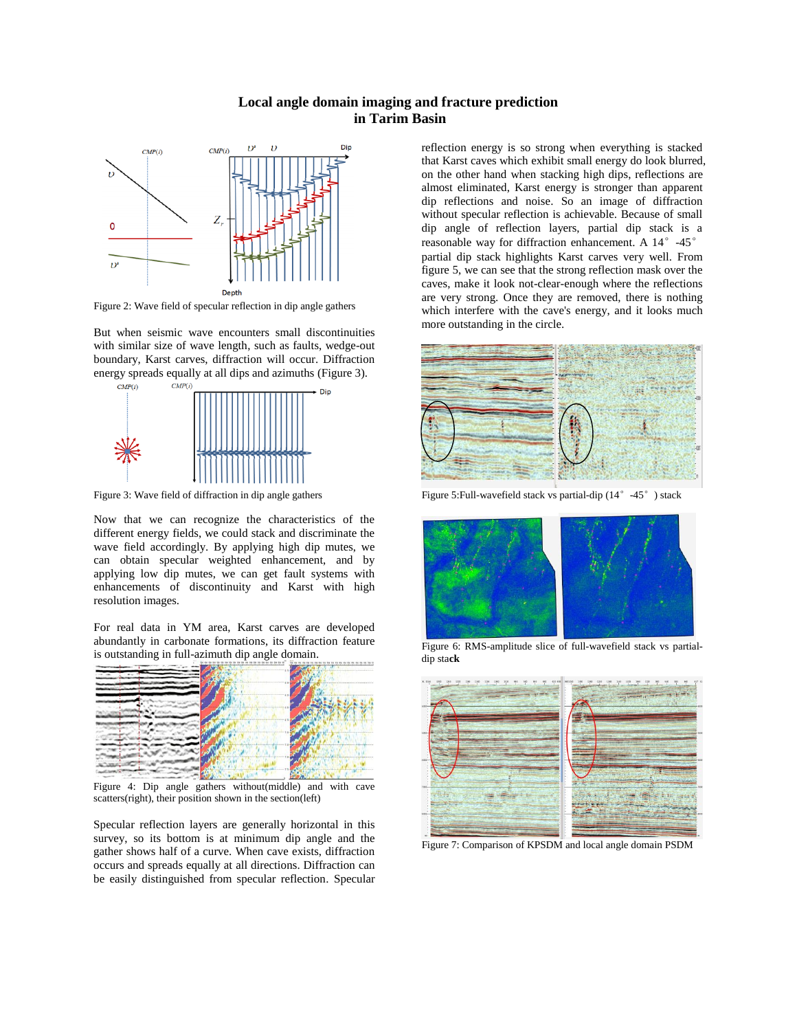# Local angle domain imaging and fracture prediction in Tarim Basin

Figure 2: Wave field of specular reflection in dip angle gathers

But when seismic wave encounters small discontinuities with similar size of wave length, such as faults, wedge-out boundary, Karst carves, diffraction will occur. Diffraction energy spreads equally at all dips and azimuths (Figure 3).

Figure 3: Wave field of diffraction in dip angle gathers

Now that we can recognize the characteristics of the different energy fields, we could stack and discriminate the wave field accordingly. By applying high dip mutes, we can obtain specular weighted enhancement, and by applying low dip mutes, we can get fault systems with enhancements of discontinuity and Karst with high resolution images.

For real data in YM area, Karst carves are developed abundantly in carbonate formations, its diffraction feature is outstanding in full-azimuth dip angle domain.

Figure 4: Dip angle gathers without(middle) and with cave scatters(right), their position shown in the section(left)

Specular reflection layers are generally horizontal in this survey, so its bottom is at minimum dip angle and the gather shows half of a curve. When cave exists, diffraction occurs and spreads equally at all directions. Diffraction can be easily distinguished from specular reflection. Specular reflection energy is so strong when everything is stacked that Karst caves which exhibit small energy do look blurred, on the other hand when stacking high dips, reflections are almost eliminated, Karst energy is stronger than apparent dip reflections and noise. So an image of diffraction without specular reflection is achievable. Because of small dip angle of reflection layers, partial dip stack is a reasonable way for diffraction enhancement. A 14° -45° partial dip stack highlights Karst carves very well. From figure 5, we can see that the strong reflection mask over the caves, make it look not-clear-enough where the reflections are very strong. Once they are removed, there is nothing which interfere with the cave's energy, and it looks much more outstanding in the circle.

Figure 5:Full-wavefield stack vs partial-dip (14° -45° ) stack

Figure 6: RMS-amplitude slice of full-wavefield stack vs partial-dip stack

Figure 7: Comparison of KPSDM and local angle domain PSDM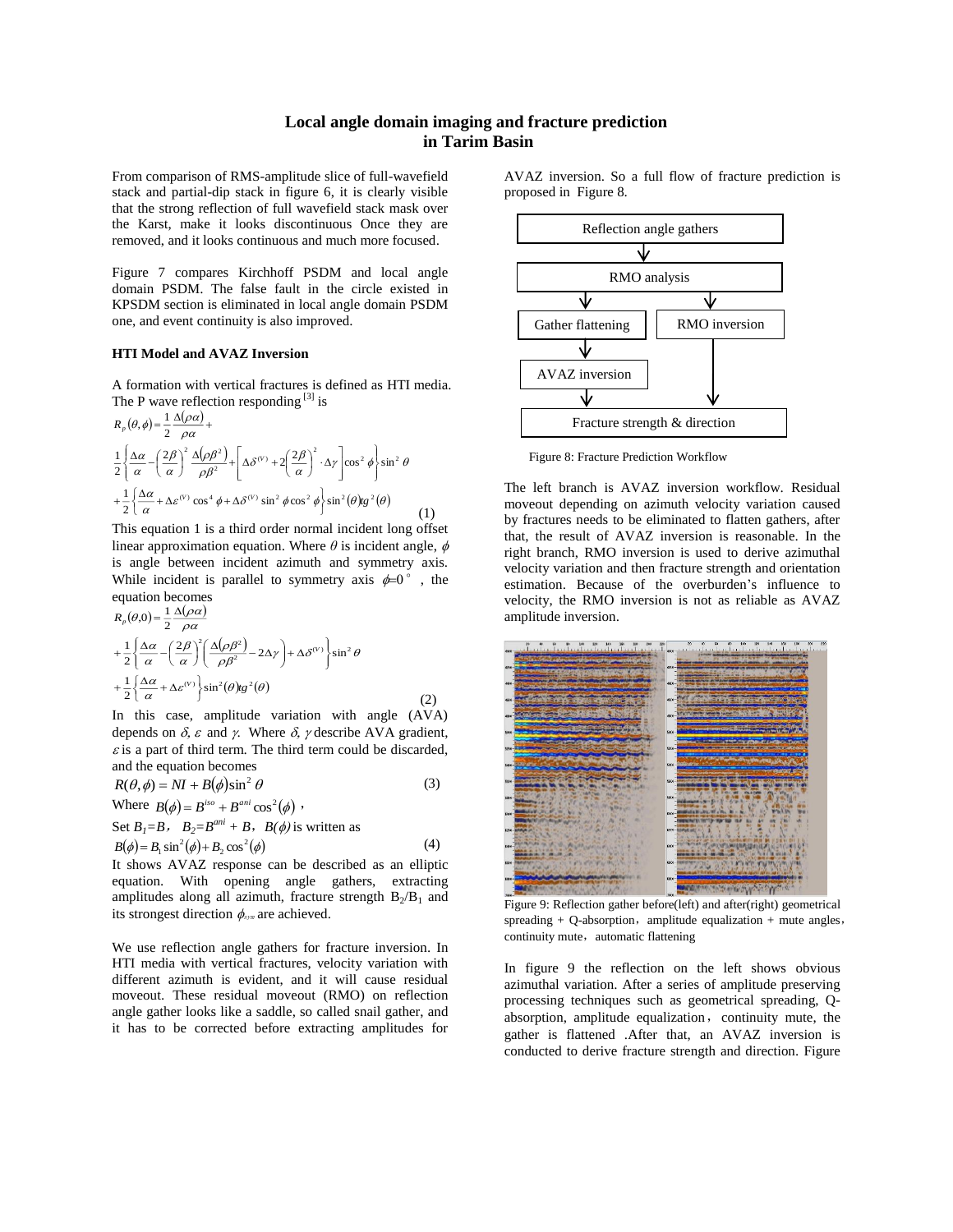# Local angle domain imaging and fracture prediction in Tarim Basin

From comparison of RMS-amplitude slice of full-wavefield stack and partial-dip stack in figure 6, it is clearly visible that the strong reflection of full wavefield stack mask over the Karst, make it looks discontinuous Once they are removed, and it looks continuous and much more focused.

Figure 7 compares Kirchhoff PSDM and local angle domain PSDM. The false fault in the circle existed in KPSDM section is eliminated in local angle domain PSDM one, and event continuity is also improved.

### HTI Model and AVAZ Inversion

A formation with vertical fractures is defined as HTI media. The P wave reflection responding [3] is

$$R_p(\theta,\phi)=\frac{1}{2}\frac{\Delta(\rho\alpha)}{\rho\alpha}+$$
$$\frac{1}{2}\left\{\frac{\Delta\alpha}{\alpha}-\left(\frac{2\beta}{\alpha}\right)^2\frac{\Delta(\rho\beta^2)}{\rho\beta^2}+\left[\Delta\delta^{(V)}+2\left(\frac{2\beta}{\alpha}\right)^2\cdot\Delta\gamma\right]\cos^2\phi\right\}\sin^2\theta$$
$$+\frac{1}{2}\left\{\frac{\Delta\alpha}{\alpha}+\Delta\varepsilon^{(V)}\cos^4\phi+\Delta\delta^{(V)}\sin^2\phi\cos^2\phi\right\}\sin^2(\theta)tg^2(\theta) \quad (1)$$

This equation 1 is a third order normal incident long offset linear approximation equation. Where $\theta$ is incident angle, $\phi$ is angle between incident azimuth and symmetry axis. While incident is parallel to symmetry axis $\phi=0°$ , the equation becomes

$$R_p(\theta,0)=\frac{1}{2}\frac{\Delta(\rho\alpha)}{\rho\alpha}$$
$$+\frac{1}{2}\left\{\frac{\Delta\alpha}{\alpha}-\left(\frac{2\beta}{\alpha}\right)^2\left(\frac{\Delta(\rho\beta^2)}{\rho\beta^2}-2\Delta\gamma\right)+\Delta\delta^{(V)}\right\}\sin^2\theta$$
$$+\frac{1}{2}\left\{\frac{\Delta\alpha}{\alpha}+\Delta\varepsilon^{(V)}\right\}\sin^2(\theta)tg^2(\theta) \quad (2)$$

In this case, amplitude variation with angle (AVA) depends on $\delta$, $\varepsilon$ and $\gamma$. Where $\delta$, $\gamma$ describe AVA gradient, $\varepsilon$ is a part of third term. The third term could be discarded, and the equation becomes

$$R(\theta,\phi)=NI+B(\phi)\sin^2\theta \quad (3)$$

Where $B(\phi)=B^{iso}+B^{ani}\cos^2(\phi)$ ,

Set $B_1=B$, $B_2=B^{ani}+B$, $B(\phi)$ is written as

$$B(\phi)=B_1\sin^2(\phi)+B_2\cos^2(\phi) \quad (4)$$

It shows AVAZ response can be described as an elliptic equation. With opening angle gathers, extracting amplitudes along all azimuth, fracture strength $B_2/B_1$ and its strongest direction $\phi_{sym}$ are achieved.

We use reflection angle gathers for fracture inversion. In HTI media with vertical fractures, velocity variation with different azimuth is evident, and it will cause residual moveout. These residual moveout (RMO) on reflection angle gather looks like a saddle, so called snail gather, and it has to be corrected before extracting amplitudes for AVAZ inversion. So a full flow of fracture prediction is proposed in Figure 8.

Reflection angle gathers → RMO analysis → (left) Gather flattening → AVAZ inversion → Fracture strength & direction; (right) RMO inversion → Fracture strength & direction

Figure 8: Fracture Prediction Workflow

The left branch is AVAZ inversion workflow. Residual moveout depending on azimuth velocity variation caused by fractures needs to be eliminated to flatten gathers, after that, the result of AVAZ inversion is reasonable. In the right branch, RMO inversion is used to derive azimuthal velocity variation and then fracture strength and orientation estimation. Because of the overburden's influence to velocity, the RMO inversion is not as reliable as AVAZ amplitude inversion.

Figure 9: Reflection gather before(left) and after(right) geometrical spreading + Q-absorption, amplitude equalization + mute angles, continuity mute, automatic flattening

In figure 9 the reflection on the left shows obvious azimuthal variation. After a series of amplitude preserving processing techniques such as geometrical spreading, Q-absorption, amplitude equalization, continuity mute, the gather is flattened .After that, an AVAZ inversion is conducted to derive fracture strength and direction. Figure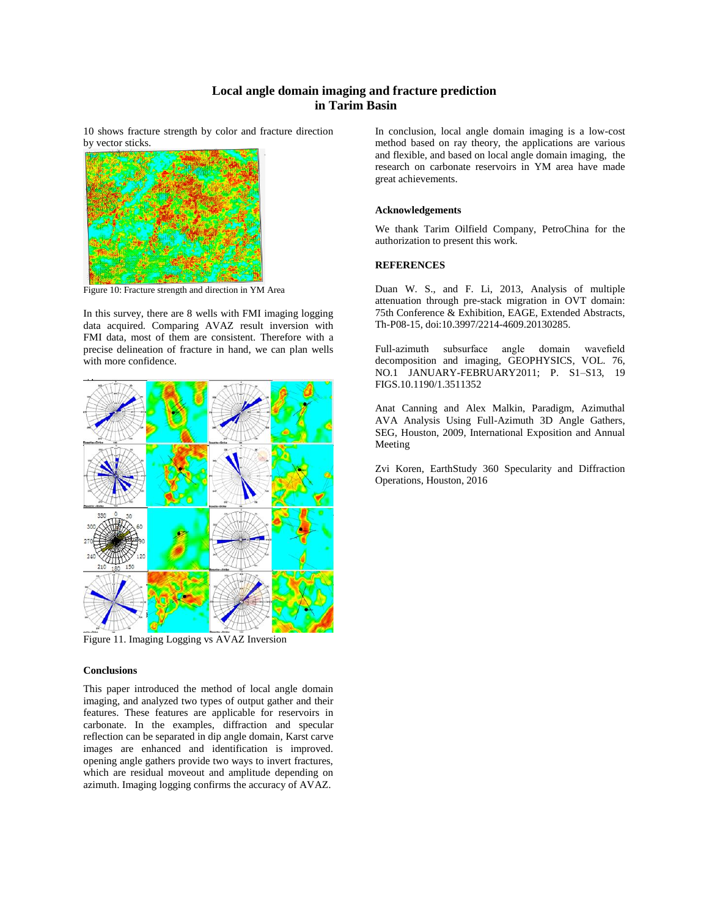10 shows fracture strength by color and fracture direction by vector sticks.

Figure 10: Fracture strength and direction in YM Area

In this survey, there are 8 wells with FMI imaging logging data acquired. Comparing AVAZ result inversion with FMI data, most of them are consistent. Therefore with a precise delineation of fracture in hand, we can plan wells with more confidence.

Figure 11. Imaging Logging vs AVAZ Inversion

### Conclusions

This paper introduced the method of local angle domain imaging, and analyzed two types of output gather and their features. These features are applicable for reservoirs in carbonate. In the examples, diffraction and specular reflection can be separated in dip angle domain, Karst carve images are enhanced and identification is improved. opening angle gathers provide two ways to invert fractures, which are residual moveout and amplitude depending on azimuth. Imaging logging confirms the accuracy of AVAZ.

In conclusion, local angle domain imaging is a low-cost method based on ray theory, the applications are various and flexible, and based on local angle domain imaging, the research on carbonate reservoirs in YM area have made great achievements.

### Acknowledgements

We thank Tarim Oilfield Company, PetroChina for the authorization to present this work.

### REFERENCES

Duan W. S., and F. Li, 2013, Analysis of multiple attenuation through pre-stack migration in OVT domain: 75th Conference & Exhibition, EAGE, Extended Abstracts, Th-P08-15, doi:10.3997/2214-4609.20130285.

Full-azimuth subsurface angle domain wavefield decomposition and imaging, GEOPHYSICS, VOL. 76, NO.1 JANUARY-FEBRUARY2011; P. S1–S13, 19 FIGS.10.1190/1.3511352

Anat Canning and Alex Malkin, Paradigm, Azimuthal AVA Analysis Using Full-Azimuth 3D Angle Gathers, SEG, Houston, 2009, International Exposition and Annual Meeting

Zvi Koren, EarthStudy 360 Specularity and Diffraction Operations, Houston, 2016